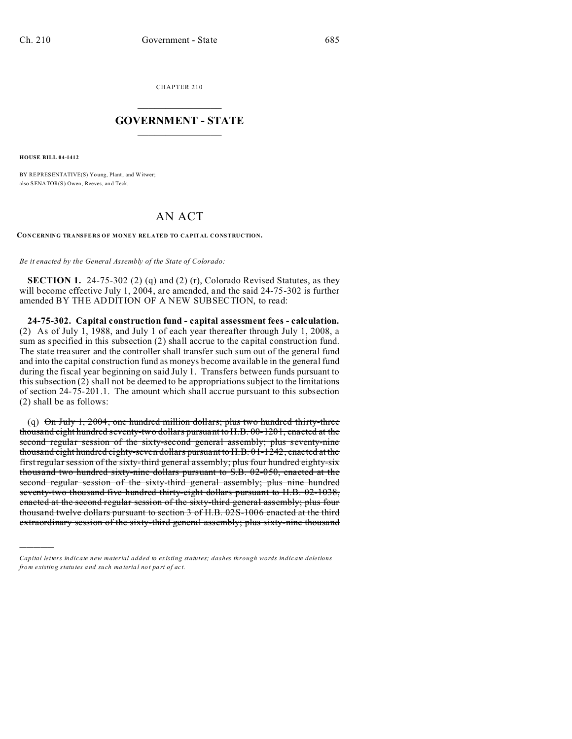CHAPTER 210

# GOVERNMENT - STATE

**HOUSE BILL 04-1412**

BY REPRESENTATIVE(S) Young, Plant, and Witwer;
also SENATOR(S) Owen, Reeves, and Teck.

# AN ACT

**CONCERNING TRANSFERS OF MONEY RELATED TO CAPITAL CONSTRUCTION.**

*Be it enacted by the General Assembly of the State of Colorado:*

**SECTION 1.** 24-75-302 (2) (q) and (2) (r), Colorado Revised Statutes, as they will become effective July 1, 2004, are amended, and the said 24-75-302 is further amended BY THE ADDITION OF A NEW SUBSECTION, to read:

**24-75-302. Capital construction fund - capital assessment fees - calculation.** (2) As of July 1, 1988, and July 1 of each year thereafter through July 1, 2008, a sum as specified in this subsection (2) shall accrue to the capital construction fund. The state treasurer and the controller shall transfer such sum out of the general fund and into the capital construction fund as moneys become available in the general fund during the fiscal year beginning on said July 1. Transfers between funds pursuant to this subsection (2) shall not be deemed to be appropriations subject to the limitations of section 24-75-201.1. The amount which shall accrue pursuant to this subsection (2) shall be as follows:

(q) ~~On July 1, 2004, one hundred million dollars; plus two hundred thirty-three thousand eight hundred seventy-two dollars pursuant to H.B. 00-1201, enacted at the second regular session of the sixty-second general assembly; plus seventy-nine thousand eight hundred eighty-seven dollars pursuant to H.B. 01-1242, enacted at the first regular session of the sixty-third general assembly; plus four hundred eighty-six thousand two hundred sixty-nine dollars pursuant to S.B. 02-050, enacted at the second regular session of the sixty-third general assembly; plus nine hundred seventy-two thousand five hundred thirty-eight dollars pursuant to H.B. 02-1038, enacted at the second regular session of the sixty-third general assembly; plus four thousand twelve dollars pursuant to section 3 of H.B. 02S-1006 enacted at the third extraordinary session of the sixty-third general assembly; plus sixty-nine thousand~~

*Capital letters indicate new material added to existing statutes; dashes through words indicate deletions from existing statutes and such material not part of act.*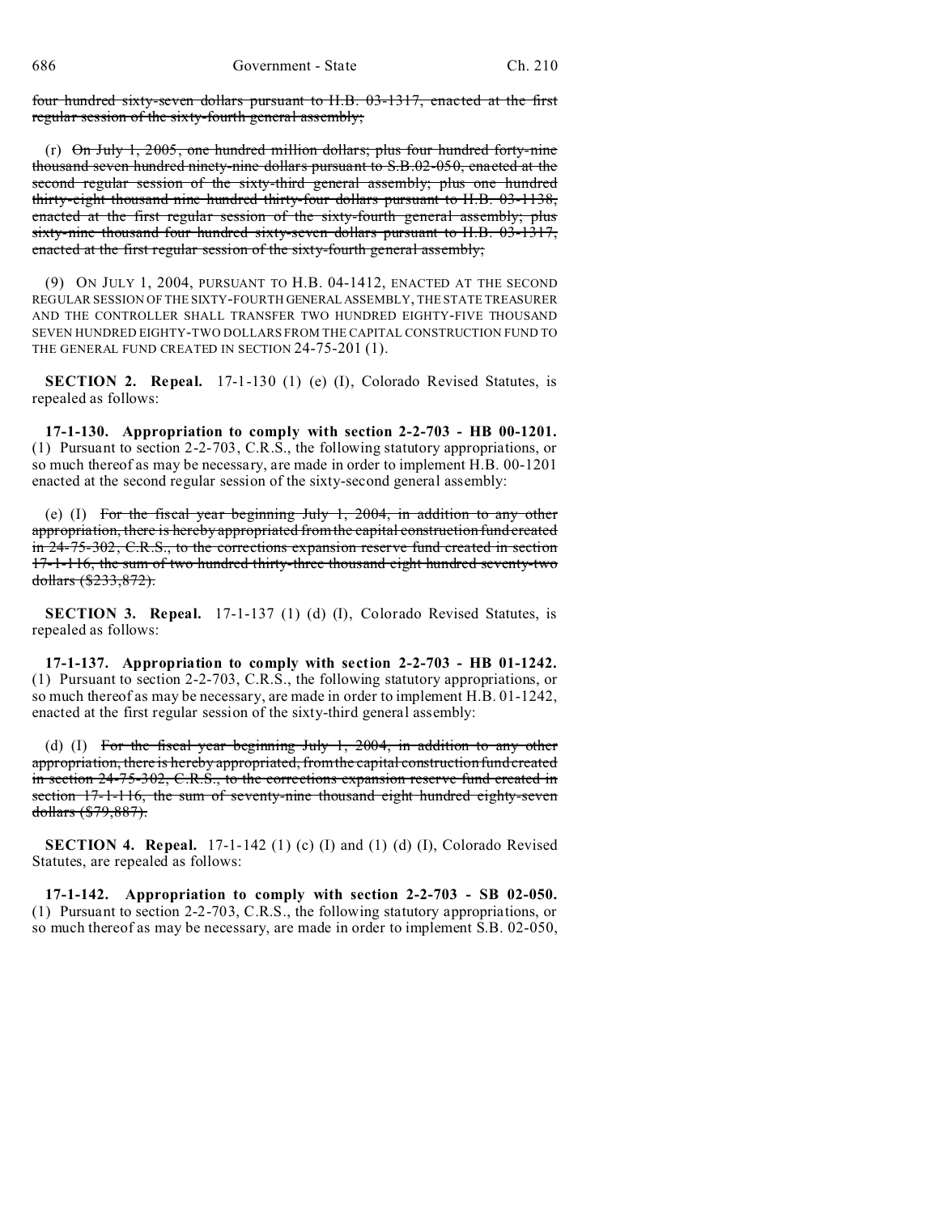four hundred sixty-seven dollars pursuant to H.B. 03-1317, enacted at the first regular session of the sixty-fourth general assembly;

(r) On July 1, 2005, one hundred million dollars; plus four hundred forty-nine thousand seven hundred ninety-nine dollars pursuant to S.B.02-050, enacted at the second regular session of the sixty-third general assembly; plus one hundred thirty-eight thousand nine hundred thirty-four dollars pursuant to H.B. 03-1138, enacted at the first regular session of the sixty-fourth general assembly; plus sixty-nine thousand four hundred sixty-seven dollars pursuant to H.B. 03-1317, enacted at the first regular session of the sixty-fourth general assembly;

(9) ON JULY 1, 2004, PURSUANT TO H.B. 04-1412, ENACTED AT THE SECOND REGULAR SESSION OF THE SIXTY-FOURTH GENERAL ASSEMBLY, THE STATE TREASURER AND THE CONTROLLER SHALL TRANSFER TWO HUNDRED EIGHTY-FIVE THOUSAND SEVEN HUNDRED EIGHTY-TWO DOLLARS FROM THE CAPITAL CONSTRUCTION FUND TO THE GENERAL FUND CREATED IN SECTION 24-75-201 (1).

**SECTION 2. Repeal.** 17-1-130 (1) (e) (I), Colorado Revised Statutes, is repealed as follows:

**17-1-130. Appropriation to comply with section 2-2-703 - HB 00-1201.** (1) Pursuant to section 2-2-703, C.R.S., the following statutory appropriations, or so much thereof as may be necessary, are made in order to implement H.B. 00-1201 enacted at the second regular session of the sixty-second general assembly:

(e) (I) For the fiscal year beginning July 1, 2004, in addition to any other appropriation, there is hereby appropriated from the capital construction fund created in 24-75-302, C.R.S., to the corrections expansion reserve fund created in section 17-1-116, the sum of two hundred thirty-three thousand eight hundred seventy-two dollars ($233,872).

**SECTION 3. Repeal.** 17-1-137 (1) (d) (I), Colorado Revised Statutes, is repealed as follows:

**17-1-137. Appropriation to comply with section 2-2-703 - HB 01-1242.** (1) Pursuant to section 2-2-703, C.R.S., the following statutory appropriations, or so much thereof as may be necessary, are made in order to implement H.B. 01-1242, enacted at the first regular session of the sixty-third general assembly:

(d) (I) For the fiscal year beginning July 1, 2004, in addition to any other appropriation, there is hereby appropriated, from the capital construction fund created in section 24-75-302, C.R.S., to the corrections expansion reserve fund created in section 17-1-116, the sum of seventy-nine thousand eight hundred eighty-seven dollars ($79,887).

**SECTION 4. Repeal.** 17-1-142 (1) (c) (I) and (1) (d) (I), Colorado Revised Statutes, are repealed as follows:

**17-1-142. Appropriation to comply with section 2-2-703 - SB 02-050.** (1) Pursuant to section 2-2-703, C.R.S., the following statutory appropriations, or so much thereof as may be necessary, are made in order to implement S.B. 02-050,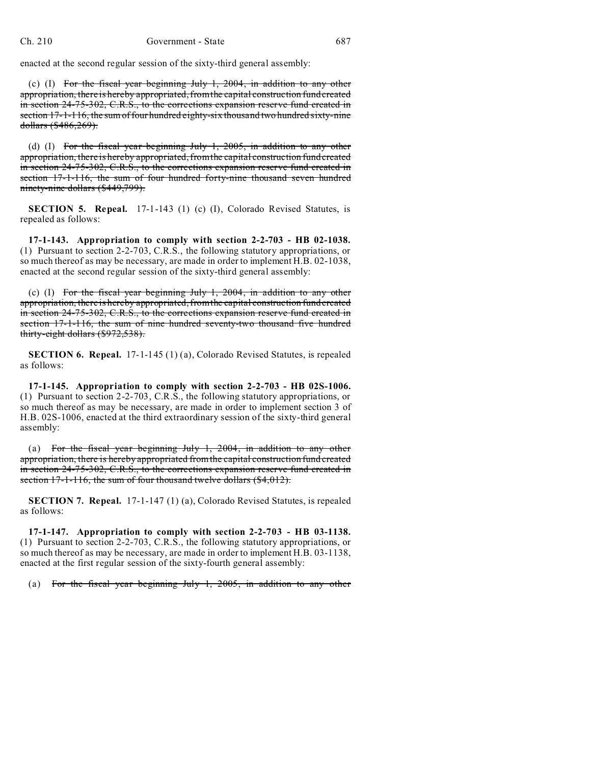enacted at the second regular session of the sixty-third general assembly:

(c) (I) ~~For the fiscal year beginning July 1, 2004, in addition to any other appropriation, there is hereby appropriated, from the capital construction fund created in section 24-75-302, C.R.S., to the corrections expansion reserve fund created in section 17-1-116, the sum of four hundred eighty-six thousand two hundred sixty-nine dollars ($486,269).~~

(d) (I) ~~For the fiscal year beginning July 1, 2005, in addition to any other appropriation, there is hereby appropriated, from the capital construction fund created in section 24-75-302, C.R.S., to the corrections expansion reserve fund created in section 17-1-116, the sum of four hundred forty-nine thousand seven hundred ninety-nine dollars ($449,799).~~

**SECTION 5. Repeal.** 17-1-143 (1) (c) (I), Colorado Revised Statutes, is repealed as follows:

**17-1-143. Appropriation to comply with section 2-2-703 - HB 02-1038.** (1) Pursuant to section 2-2-703, C.R.S., the following statutory appropriations, or so much thereof as may be necessary, are made in order to implement H.B. 02-1038, enacted at the second regular session of the sixty-third general assembly:

(c) (I) ~~For the fiscal year beginning July 1, 2004, in addition to any other appropriation, there is hereby appropriated, from the capital construction fund created in section 24-75-302, C.R.S., to the corrections expansion reserve fund created in section 17-1-116, the sum of nine hundred seventy-two thousand five hundred thirty-eight dollars ($972,538).~~

**SECTION 6. Repeal.** 17-1-145 (1) (a), Colorado Revised Statutes, is repealed as follows:

**17-1-145. Appropriation to comply with section 2-2-703 - HB 02S-1006.** (1) Pursuant to section 2-2-703, C.R.S., the following statutory appropriations, or so much thereof as may be necessary, are made in order to implement section 3 of H.B. 02S-1006, enacted at the third extraordinary session of the sixty-third general assembly:

(a) ~~For the fiscal year beginning July 1, 2004, in addition to any other appropriation, there is hereby appropriated from the capital construction fund created in section 24-75-302, C.R.S., to the corrections expansion reserve fund created in section 17-1-116, the sum of four thousand twelve dollars ($4,012).~~

**SECTION 7. Repeal.** 17-1-147 (1) (a), Colorado Revised Statutes, is repealed as follows:

**17-1-147. Appropriation to comply with section 2-2-703 - HB 03-1138.** (1) Pursuant to section 2-2-703, C.R.S., the following statutory appropriations, or so much thereof as may be necessary, are made in order to implement H.B. 03-1138, enacted at the first regular session of the sixty-fourth general assembly:

(a) ~~For the fiscal year beginning July 1, 2005, in addition to any other~~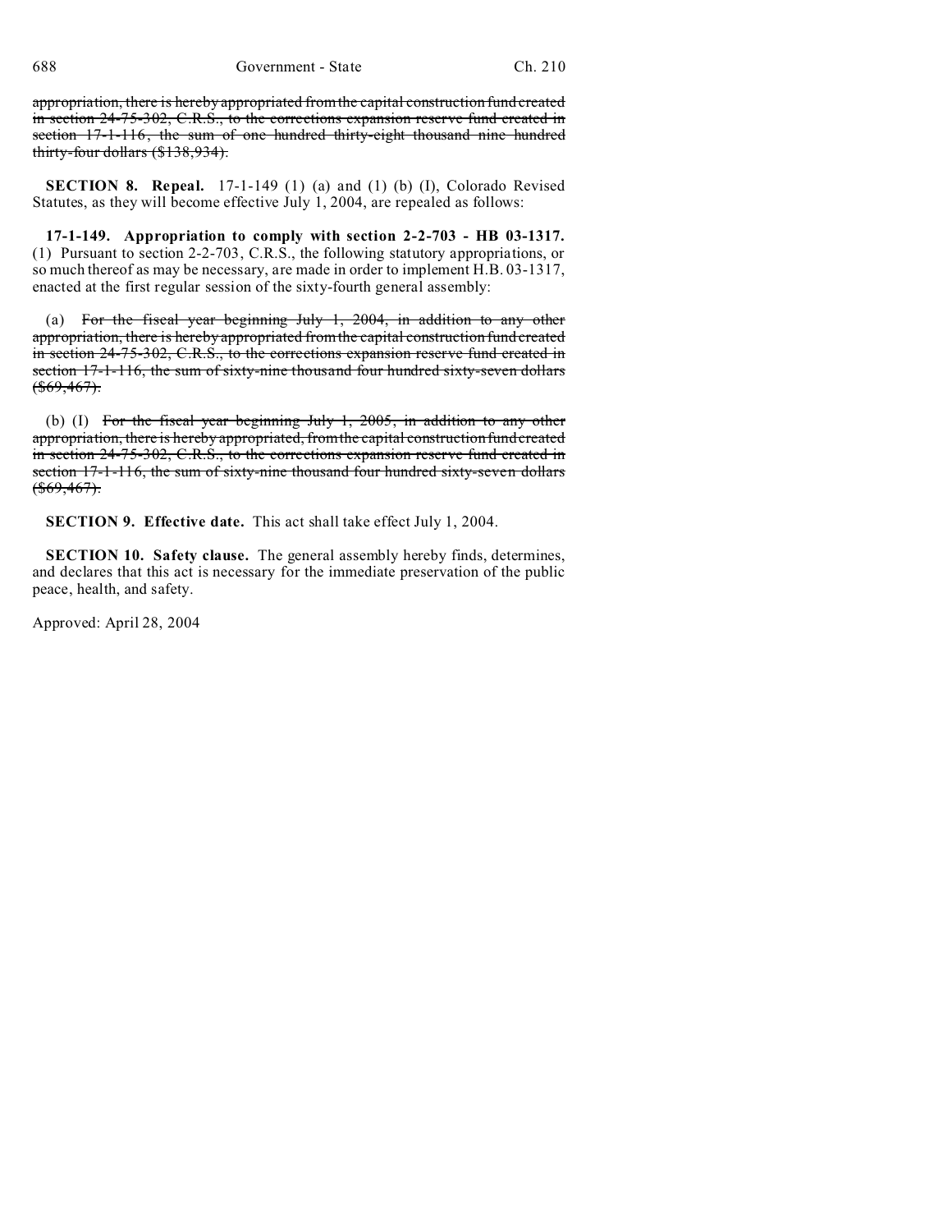~~appropriation, there is hereby appropriated from the capital construction fund created in section 24-75-302, C.R.S., to the corrections expansion reserve fund created in section 17-1-116, the sum of one hundred thirty-eight thousand nine hundred thirty-four dollars ($138,934).~~

**SECTION 8. Repeal.** 17-1-149 (1) (a) and (1) (b) (I), Colorado Revised Statutes, as they will become effective July 1, 2004, are repealed as follows:

**17-1-149. Appropriation to comply with section 2-2-703 - HB 03-1317.** (1) Pursuant to section 2-2-703, C.R.S., the following statutory appropriations, or so much thereof as may be necessary, are made in order to implement H.B. 03-1317, enacted at the first regular session of the sixty-fourth general assembly:

(a) ~~For the fiscal year beginning July 1, 2004, in addition to any other appropriation, there is hereby appropriated from the capital construction fund created in section 24-75-302, C.R.S., to the corrections expansion reserve fund created in section 17-1-116, the sum of sixty-nine thousand four hundred sixty-seven dollars ($69,467).~~

(b) (I) ~~For the fiscal year beginning July 1, 2005, in addition to any other appropriation, there is hereby appropriated, from the capital construction fund created in section 24-75-302, C.R.S., to the corrections expansion reserve fund created in section 17-1-116, the sum of sixty-nine thousand four hundred sixty-seven dollars ($69,467).~~

**SECTION 9. Effective date.** This act shall take effect July 1, 2004.

**SECTION 10. Safety clause.** The general assembly hereby finds, determines, and declares that this act is necessary for the immediate preservation of the public peace, health, and safety.

Approved: April 28, 2004